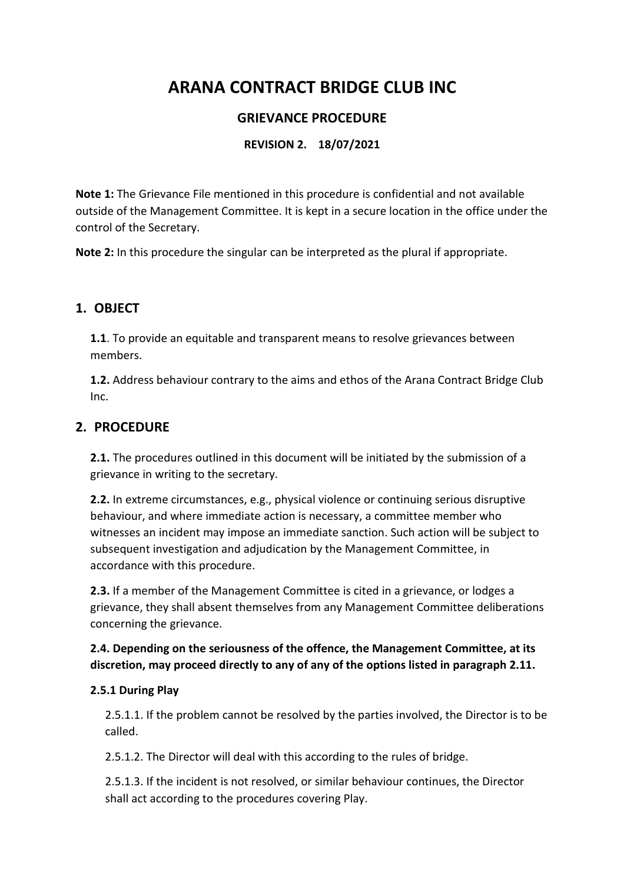# ARANA CONTRACT BRIDGE CLUB INC

## GRIEVANCE PROCEDURE

**REVISION 2. 18/07/2021**

**Note 1:** The Grievance File mentioned in this procedure is confidential and not available outside of the Management Committee. It is kept in a secure location in the office under the control of the Secretary.

**Note 2:** In this procedure the singular can be interpreted as the plural if appropriate.

## 1. OBJECT

**1.1**. To provide an equitable and transparent means to resolve grievances between members.

**1.2.** Address behaviour contrary to the aims and ethos of the Arana Contract Bridge Club Inc.

## 2. PROCEDURE

**2.1.** The procedures outlined in this document will be initiated by the submission of a grievance in writing to the secretary.

**2.2.** In extreme circumstances, e.g., physical violence or continuing serious disruptive behaviour, and where immediate action is necessary, a committee member who witnesses an incident may impose an immediate sanction. Such action will be subject to subsequent investigation and adjudication by the Management Committee, in accordance with this procedure.

**2.3.** If a member of the Management Committee is cited in a grievance, or lodges a grievance, they shall absent themselves from any Management Committee deliberations concerning the grievance.

**2.4. Depending on the seriousness of the offence, the Management Committee, at its discretion, may proceed directly to any of any of the options listed in paragraph 2.11.**

**2.5.1 During Play**

2.5.1.1. If the problem cannot be resolved by the parties involved, the Director is to be called.

2.5.1.2. The Director will deal with this according to the rules of bridge.

2.5.1.3. If the incident is not resolved, or similar behaviour continues, the Director shall act according to the procedures covering Play.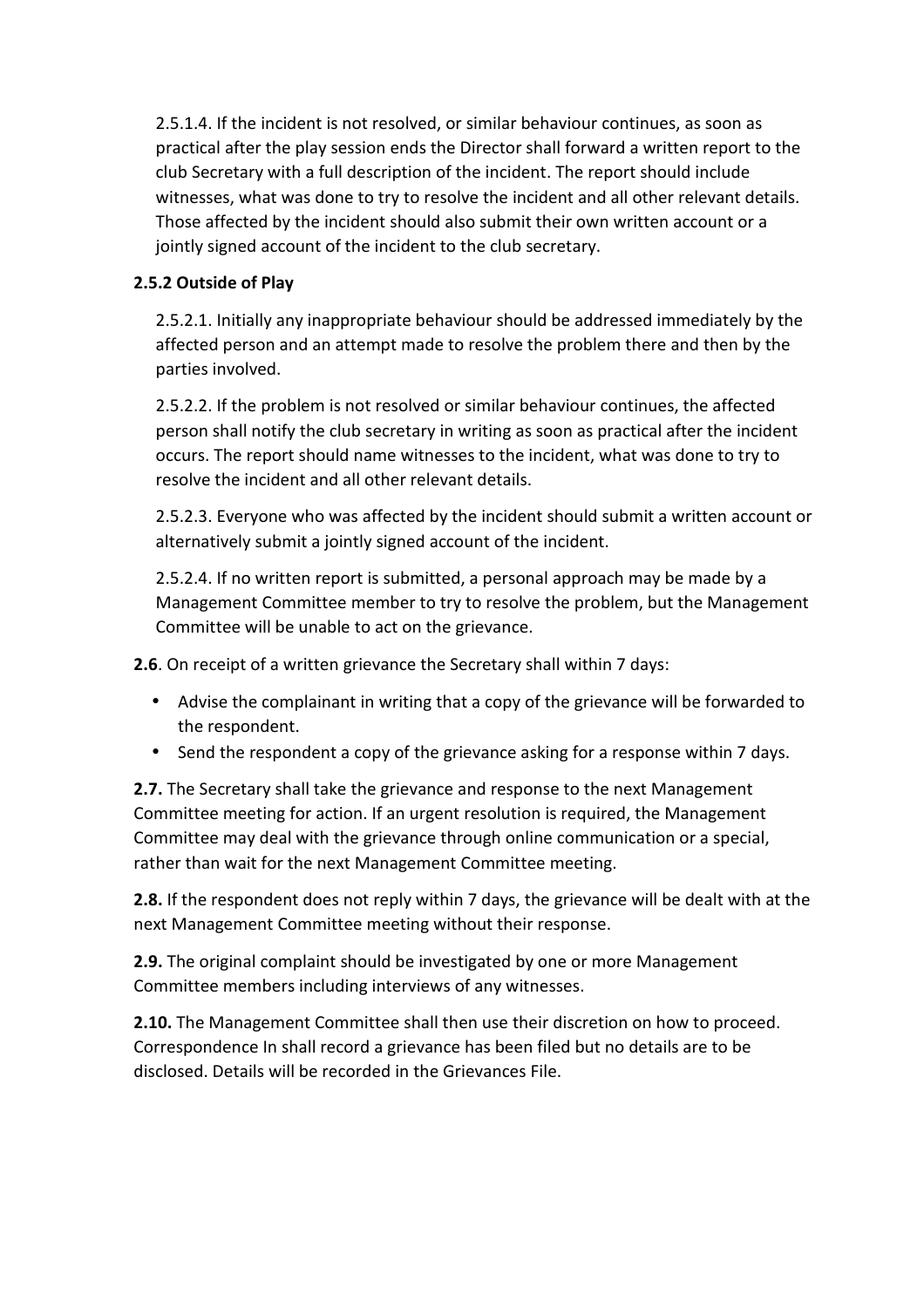2.5.1.4. If the incident is not resolved, or similar behaviour continues, as soon as practical after the play session ends the Director shall forward a written report to the club Secretary with a full description of the incident. The report should include witnesses, what was done to try to resolve the incident and all other relevant details. Those affected by the incident should also submit their own written account or a jointly signed account of the incident to the club secretary.

**2.5.2 Outside of Play**

2.5.2.1. Initially any inappropriate behaviour should be addressed immediately by the affected person and an attempt made to resolve the problem there and then by the parties involved.

2.5.2.2. If the problem is not resolved or similar behaviour continues, the affected person shall notify the club secretary in writing as soon as practical after the incident occurs. The report should name witnesses to the incident, what was done to try to resolve the incident and all other relevant details.

2.5.2.3. Everyone who was affected by the incident should submit a written account or alternatively submit a jointly signed account of the incident.

2.5.2.4. If no written report is submitted, a personal approach may be made by a Management Committee member to try to resolve the problem, but the Management Committee will be unable to act on the grievance.

**2.6**. On receipt of a written grievance the Secretary shall within 7 days:

- Advise the complainant in writing that a copy of the grievance will be forwarded to the respondent.
- Send the respondent a copy of the grievance asking for a response within 7 days.

**2.7.** The Secretary shall take the grievance and response to the next Management Committee meeting for action. If an urgent resolution is required, the Management Committee may deal with the grievance through online communication or a special, rather than wait for the next Management Committee meeting.

**2.8.** If the respondent does not reply within 7 days, the grievance will be dealt with at the next Management Committee meeting without their response.

**2.9.** The original complaint should be investigated by one or more Management Committee members including interviews of any witnesses.

**2.10.** The Management Committee shall then use their discretion on how to proceed. Correspondence In shall record a grievance has been filed but no details are to be disclosed. Details will be recorded in the Grievances File.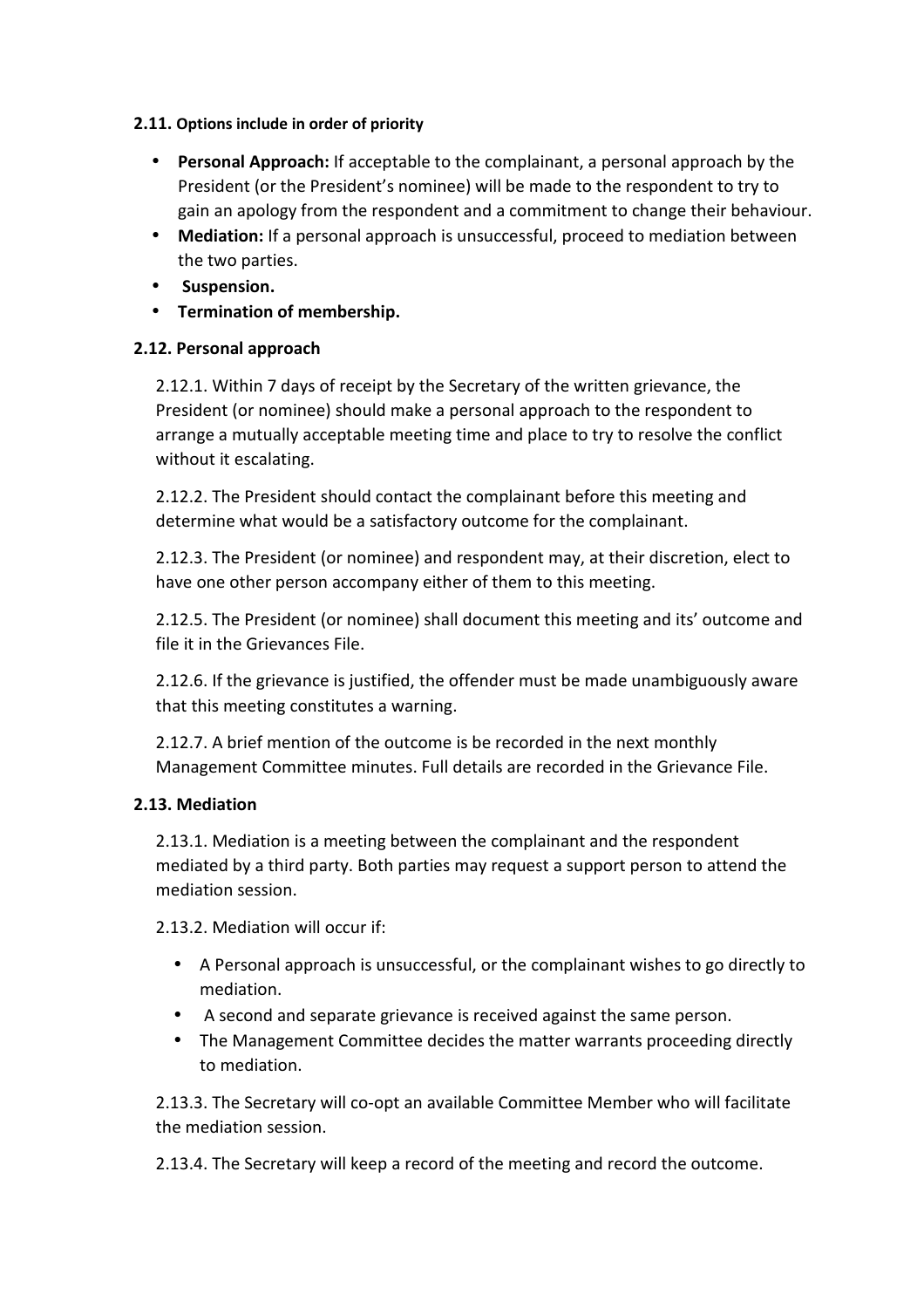**2.11. Options include in order of priority**

- **Personal Approach:** If acceptable to the complainant, a personal approach by the President (or the President's nominee) will be made to the respondent to try to gain an apology from the respondent and a commitment to change their behaviour.
- **Mediation:** If a personal approach is unsuccessful, proceed to mediation between the two parties.
- **Suspension.**
- **Termination of membership.**

**2.12. Personal approach**

2.12.1. Within 7 days of receipt by the Secretary of the written grievance, the President (or nominee) should make a personal approach to the respondent to arrange a mutually acceptable meeting time and place to try to resolve the conflict without it escalating.

2.12.2. The President should contact the complainant before this meeting and determine what would be a satisfactory outcome for the complainant.

2.12.3. The President (or nominee) and respondent may, at their discretion, elect to have one other person accompany either of them to this meeting.

2.12.5. The President (or nominee) shall document this meeting and its' outcome and file it in the Grievances File.

2.12.6. If the grievance is justified, the offender must be made unambiguously aware that this meeting constitutes a warning.

2.12.7. A brief mention of the outcome is be recorded in the next monthly Management Committee minutes. Full details are recorded in the Grievance File.

**2.13. Mediation**

2.13.1. Mediation is a meeting between the complainant and the respondent mediated by a third party. Both parties may request a support person to attend the mediation session.

2.13.2. Mediation will occur if:

- A Personal approach is unsuccessful, or the complainant wishes to go directly to mediation.
- A second and separate grievance is received against the same person.
- The Management Committee decides the matter warrants proceeding directly to mediation.

2.13.3. The Secretary will co-opt an available Committee Member who will facilitate the mediation session.

2.13.4. The Secretary will keep a record of the meeting and record the outcome.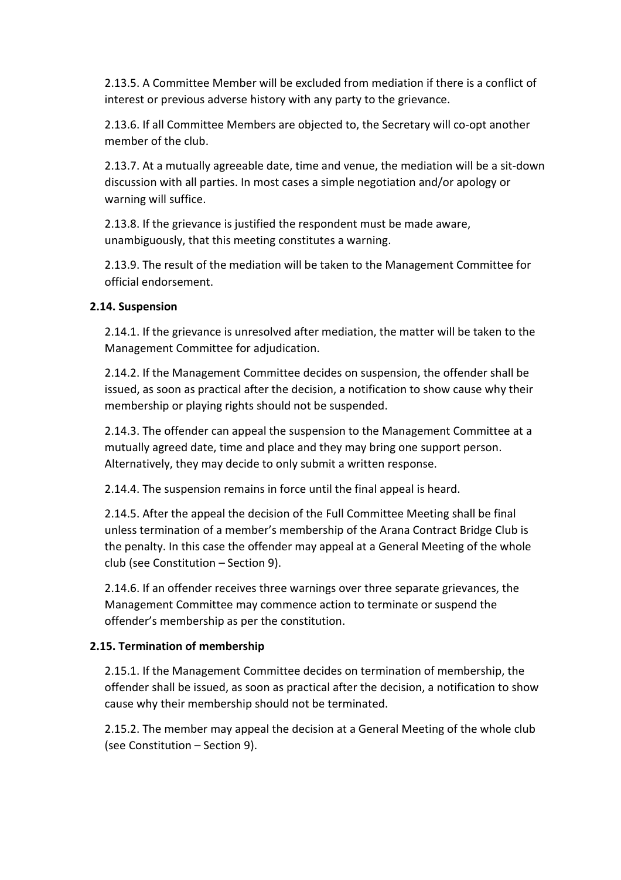2.13.5. A Committee Member will be excluded from mediation if there is a conflict of interest or previous adverse history with any party to the grievance.

2.13.6. If all Committee Members are objected to, the Secretary will co-opt another member of the club.

2.13.7. At a mutually agreeable date, time and venue, the mediation will be a sit-down discussion with all parties. In most cases a simple negotiation and/or apology or warning will suffice.

2.13.8. If the grievance is justified the respondent must be made aware, unambiguously, that this meeting constitutes a warning.

2.13.9. The result of the mediation will be taken to the Management Committee for official endorsement.

**2.14. Suspension**

2.14.1. If the grievance is unresolved after mediation, the matter will be taken to the Management Committee for adjudication.

2.14.2. If the Management Committee decides on suspension, the offender shall be issued, as soon as practical after the decision, a notification to show cause why their membership or playing rights should not be suspended.

2.14.3. The offender can appeal the suspension to the Management Committee at a mutually agreed date, time and place and they may bring one support person. Alternatively, they may decide to only submit a written response.

2.14.4. The suspension remains in force until the final appeal is heard.

2.14.5. After the appeal the decision of the Full Committee Meeting shall be final unless termination of a member's membership of the Arana Contract Bridge Club is the penalty. In this case the offender may appeal at a General Meeting of the whole club (see Constitution – Section 9).

2.14.6. If an offender receives three warnings over three separate grievances, the Management Committee may commence action to terminate or suspend the offender's membership as per the constitution.

**2.15. Termination of membership**

2.15.1. If the Management Committee decides on termination of membership, the offender shall be issued, as soon as practical after the decision, a notification to show cause why their membership should not be terminated.

2.15.2. The member may appeal the decision at a General Meeting of the whole club (see Constitution – Section 9).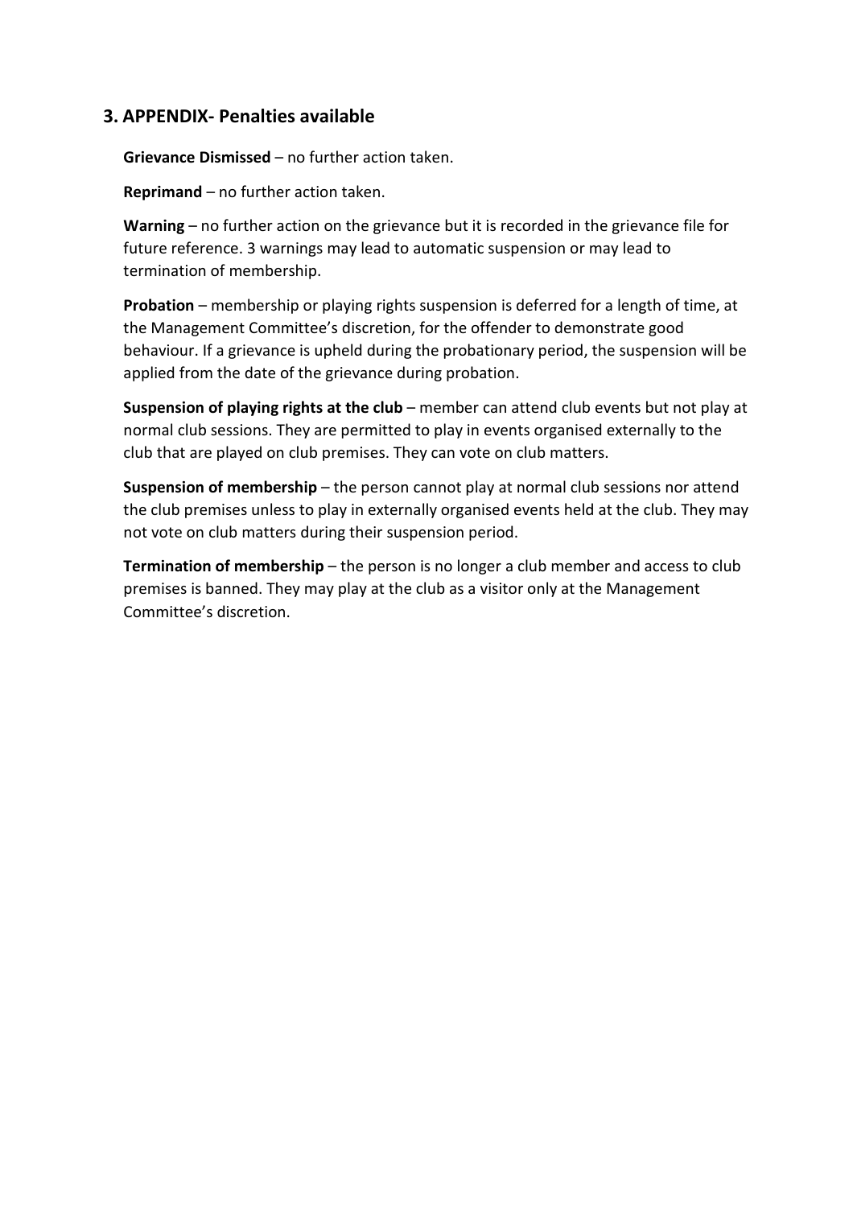## 3. APPENDIX- Penalties available

**Grievance Dismissed** – no further action taken.

**Reprimand** – no further action taken.

**Warning** – no further action on the grievance but it is recorded in the grievance file for future reference. 3 warnings may lead to automatic suspension or may lead to termination of membership.

**Probation** – membership or playing rights suspension is deferred for a length of time, at the Management Committee's discretion, for the offender to demonstrate good behaviour. If a grievance is upheld during the probationary period, the suspension will be applied from the date of the grievance during probation.

**Suspension of playing rights at the club** – member can attend club events but not play at normal club sessions. They are permitted to play in events organised externally to the club that are played on club premises. They can vote on club matters.

**Suspension of membership** – the person cannot play at normal club sessions nor attend the club premises unless to play in externally organised events held at the club. They may not vote on club matters during their suspension period.

**Termination of membership** – the person is no longer a club member and access to club premises is banned. They may play at the club as a visitor only at the Management Committee's discretion.